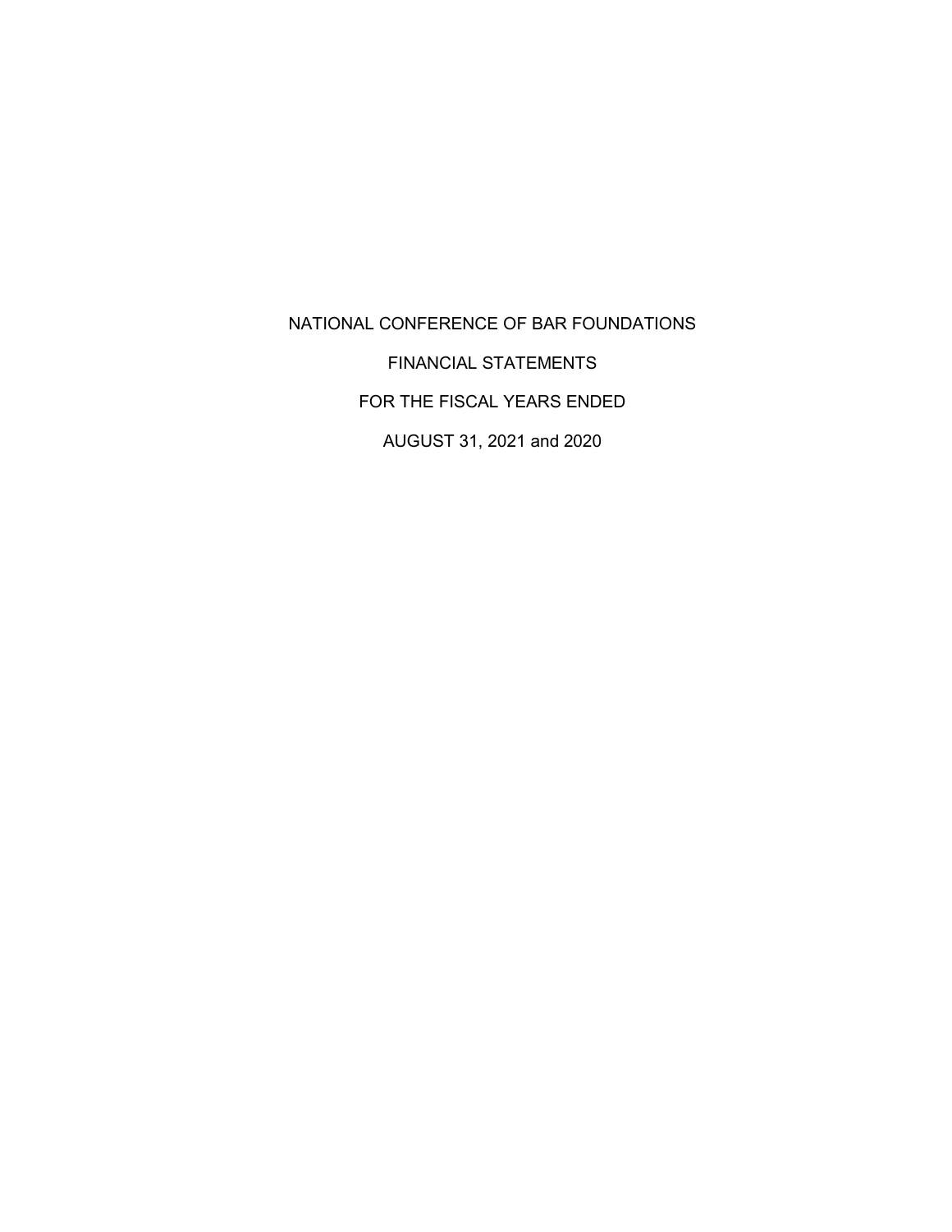# NATIONAL CONFERENCE OF BAR FOUNDATIONS

## FINANCIAL STATEMENTS

## FOR THE FISCAL YEARS ENDED

## AUGUST 31, 2021 and 2020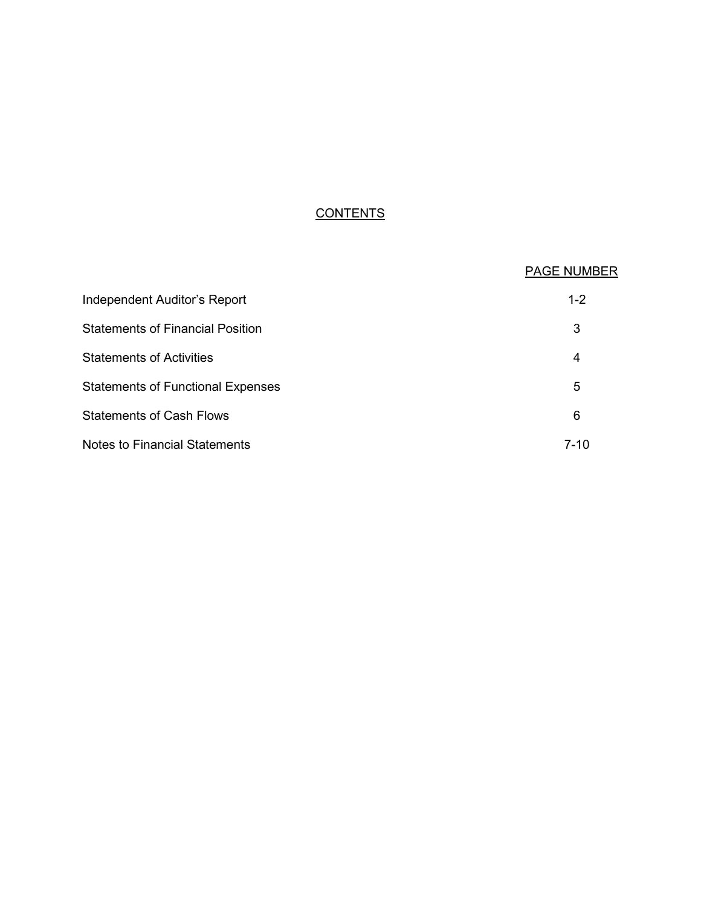## CONTENTS

| | PAGE NUMBER |
|---|---|
| Independent Auditor's Report | 1-2 |
| Statements of Financial Position | 3 |
| Statements of Activities | 4 |
| Statements of Functional Expenses | 5 |
| Statements of Cash Flows | 6 |
| Notes to Financial Statements | 7-10 |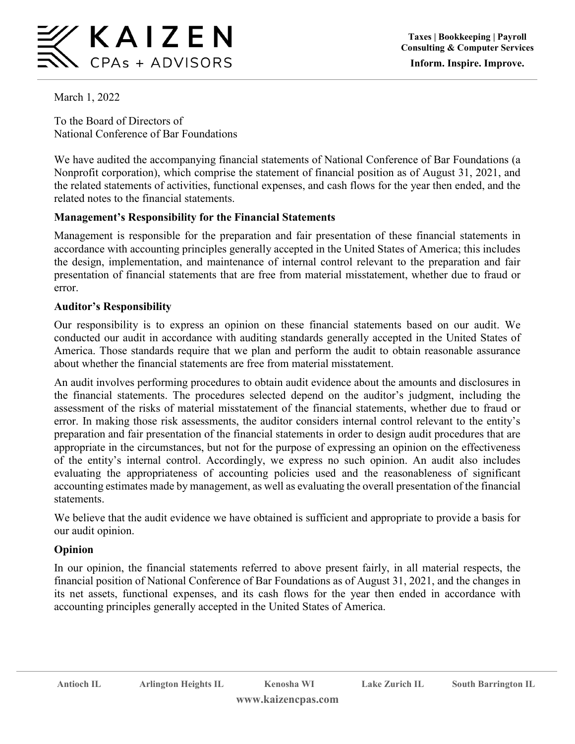March 1, 2022

To the Board of Directors of
National Conference of Bar Foundations

We have audited the accompanying financial statements of National Conference of Bar Foundations (a Nonprofit corporation), which comprise the statement of financial position as of August 31, 2021, and the related statements of activities, functional expenses, and cash flows for the year then ended, and the related notes to the financial statements.

**Management's Responsibility for the Financial Statements**

Management is responsible for the preparation and fair presentation of these financial statements in accordance with accounting principles generally accepted in the United States of America; this includes the design, implementation, and maintenance of internal control relevant to the preparation and fair presentation of financial statements that are free from material misstatement, whether due to fraud or error.

**Auditor's Responsibility**

Our responsibility is to express an opinion on these financial statements based on our audit. We conducted our audit in accordance with auditing standards generally accepted in the United States of America. Those standards require that we plan and perform the audit to obtain reasonable assurance about whether the financial statements are free from material misstatement.

An audit involves performing procedures to obtain audit evidence about the amounts and disclosures in the financial statements. The procedures selected depend on the auditor's judgment, including the assessment of the risks of material misstatement of the financial statements, whether due to fraud or error. In making those risk assessments, the auditor considers internal control relevant to the entity's preparation and fair presentation of the financial statements in order to design audit procedures that are appropriate in the circumstances, but not for the purpose of expressing an opinion on the effectiveness of the entity's internal control. Accordingly, we express no such opinion. An audit also includes evaluating the appropriateness of accounting policies used and the reasonableness of significant accounting estimates made by management, as well as evaluating the overall presentation of the financial statements.

We believe that the audit evidence we have obtained is sufficient and appropriate to provide a basis for our audit opinion.

**Opinion**

In our opinion, the financial statements referred to above present fairly, in all material respects, the financial position of National Conference of Bar Foundations as of August 31, 2021, and the changes in its net assets, functional expenses, and its cash flows for the year then ended in accordance with accounting principles generally accepted in the United States of America.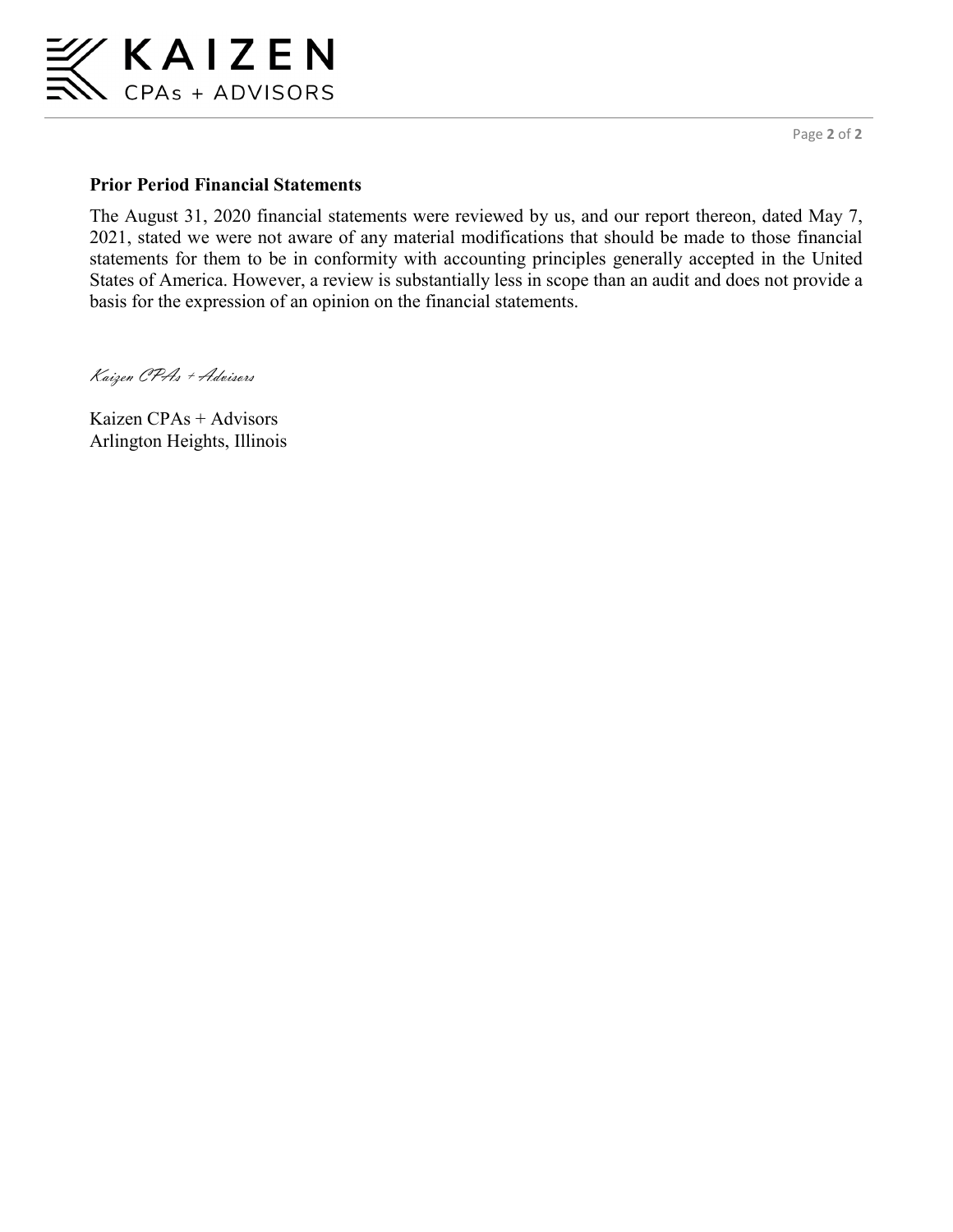## Prior Period Financial Statements

The August 31, 2020 financial statements were reviewed by us, and our report thereon, dated May 7, 2021, stated we were not aware of any material modifications that should be made to those financial statements for them to be in conformity with accounting principles generally accepted in the United States of America. However, a review is substantially less in scope than an audit and does not provide a basis for the expression of an opinion on the financial statements.

*Kaizen CPAs + Advisors*

Kaizen CPAs + Advisors
Arlington Heights, Illinois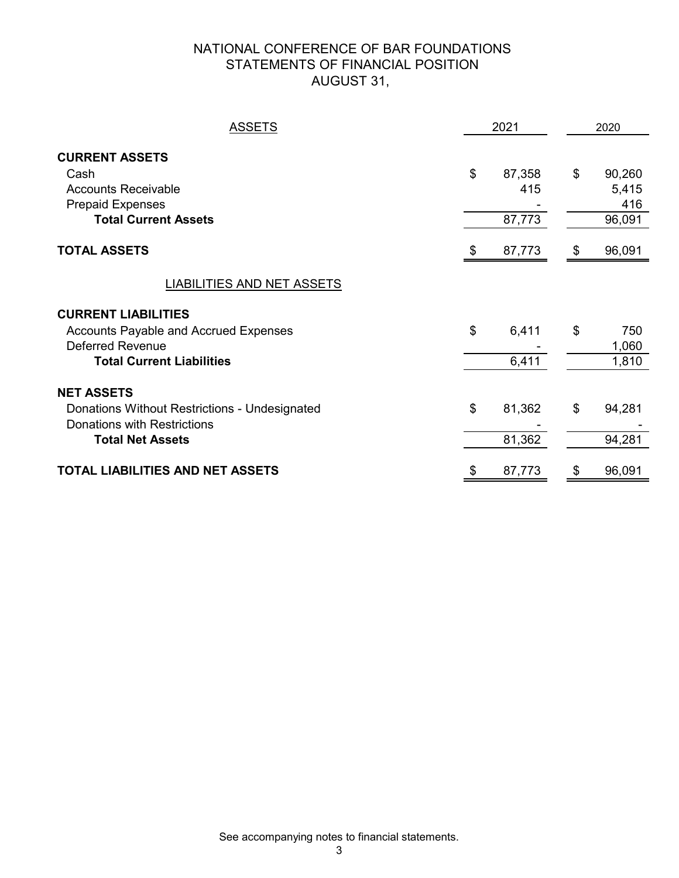# NATIONAL CONFERENCE OF BAR FOUNDATIONS
## STATEMENTS OF FINANCIAL POSITION
### AUGUST 31,

| ASSETS | 2021 | 2020 |
|---|---|---|
| **CURRENT ASSETS** | | |
| Cash | $ 87,358 | $ 90,260 |
| Accounts Receivable | 415 | 5,415 |
| Prepaid Expenses | - | 416 |
| **Total Current Assets** | 87,773 | 96,091 |
| **TOTAL ASSETS** | $ 87,773 | $ 96,091 |
| LIABILITIES AND NET ASSETS | | |
| **CURRENT LIABILITIES** | | |
| Accounts Payable and Accrued Expenses | $ 6,411 | $ 750 |
| Deferred Revenue | - | 1,060 |
| **Total Current Liabilities** | 6,411 | 1,810 |
| **NET ASSETS** | | |
| Donations Without Restrictions - Undesignated | $ 81,362 | $ 94,281 |
| Donations with Restrictions | - | - |
| **Total Net Assets** | 81,362 | 94,281 |
| **TOTAL LIABILITIES AND NET ASSETS** | $ 87,773 | $ 96,091 |

See accompanying notes to financial statements.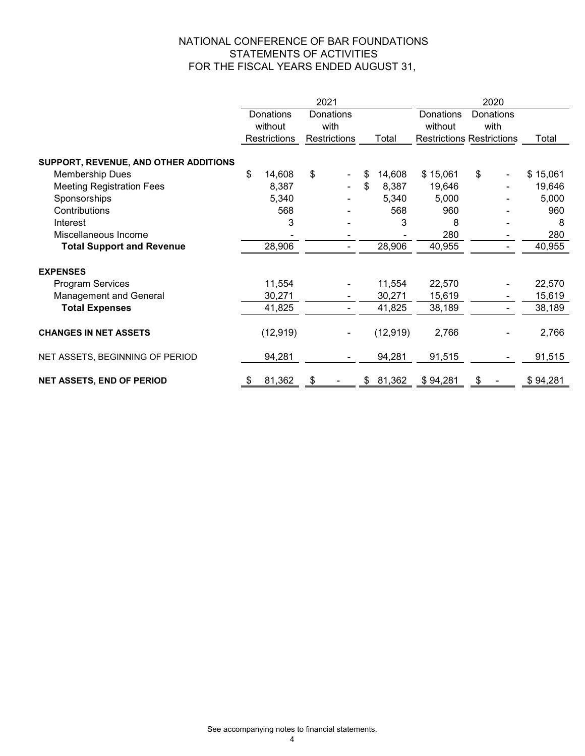# NATIONAL CONFERENCE OF BAR FOUNDATIONS
## STATEMENTS OF ACTIVITIES
### FOR THE FISCAL YEARS ENDED AUGUST 31,

| | 2021 | | | 2020 | | |
|---|---|---|---|---|---|---|
| | Donations without Restrictions | Donations with Restrictions | Total | Donations without Restrictions | Donations with Restrictions | Total |
| **SUPPORT, REVENUE, AND OTHER ADDITIONS** | | | | | | |
| Membership Dues | $ 14,608 | $ - | $ 14,608 | $ 15,061 | $ - | $ 15,061 |
| Meeting Registration Fees | 8,387 | - | $ 8,387 | 19,646 | - | 19,646 |
| Sponsorships | 5,340 | - | 5,340 | 5,000 | - | 5,000 |
| Contributions | 568 | - | 568 | 960 | - | 960 |
| Interest | 3 | - | 3 | 8 | - | 8 |
| Miscellaneous Income | - | - | - | 280 | - | 280 |
| **Total Support and Revenue** | 28,906 | - | 28,906 | 40,955 | - | 40,955 |
| **EXPENSES** | | | | | | |
| Program Services | 11,554 | - | 11,554 | 22,570 | - | 22,570 |
| Management and General | 30,271 | - | 30,271 | 15,619 | - | 15,619 |
| **Total Expenses** | 41,825 | - | 41,825 | 38,189 | - | 38,189 |
| **CHANGES IN NET ASSETS** | (12,919) | - | (12,919) | 2,766 | - | 2,766 |
| NET ASSETS, BEGINNING OF PERIOD | 94,281 | - | 94,281 | 91,515 | - | 91,515 |
| **NET ASSETS, END OF PERIOD** | $ 81,362 | $ - | $ 81,362 | $ 94,281 | $ - | $ 94,281 |

See accompanying notes to financial statements.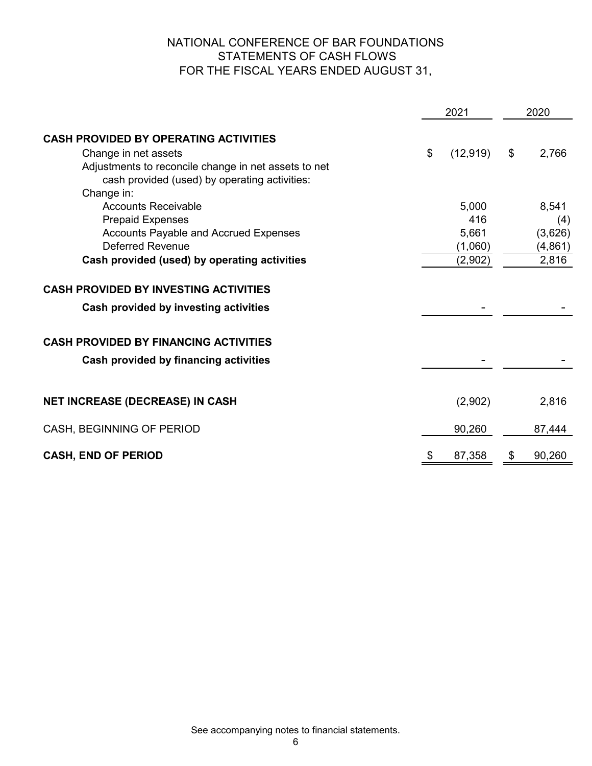# NATIONAL CONFERENCE OF BAR FOUNDATIONS
## STATEMENTS OF CASH FLOWS
## FOR THE FISCAL YEARS ENDED AUGUST 31,

| | 2021 | 2020 |
|---|---|---|
| **CASH PROVIDED BY OPERATING ACTIVITIES** | | |
| Change in net assets | $ (12,919) | $ 2,766 |
| Adjustments to reconcile change in net assets to net cash provided (used) by operating activities: | | |
| Change in: | | |
| Accounts Receivable | 5,000 | 8,541 |
| Prepaid Expenses | 416 | (4) |
| Accounts Payable and Accrued Expenses | 5,661 | (3,626) |
| Deferred Revenue | (1,060) | (4,861) |
| **Cash provided (used) by operating activities** | (2,902) | 2,816 |
| **CASH PROVIDED BY INVESTING ACTIVITIES** | | |
| **Cash provided by investing activities** | - | - |
| **CASH PROVIDED BY FINANCING ACTIVITIES** | | |
| **Cash provided by financing activities** | - | - |
| **NET INCREASE (DECREASE) IN CASH** | (2,902) | 2,816 |
| CASH, BEGINNING OF PERIOD | 90,260 | 87,444 |
| **CASH, END OF PERIOD** | $ 87,358 | $ 90,260 |

See accompanying notes to financial statements.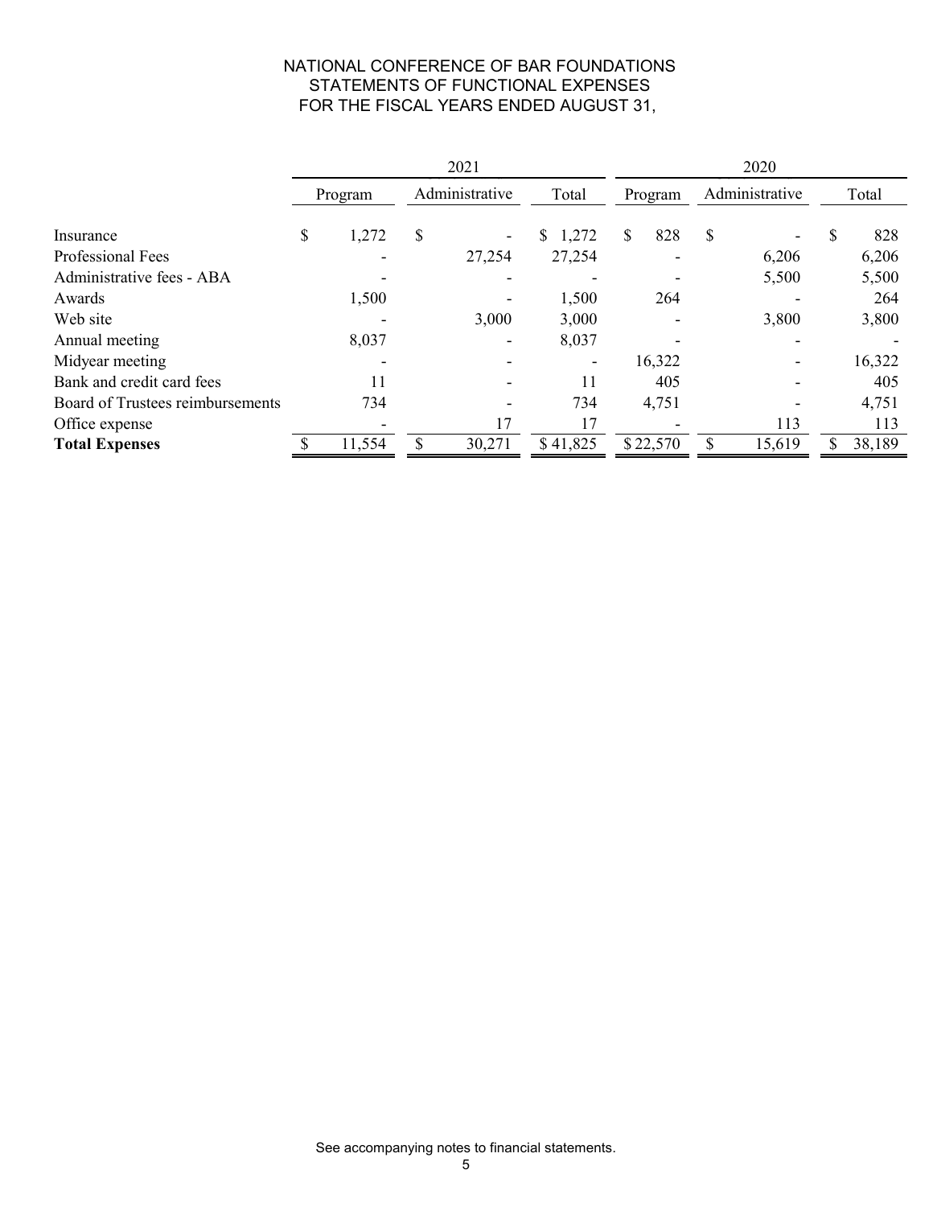# NATIONAL CONFERENCE OF BAR FOUNDATIONS
## STATEMENTS OF FUNCTIONAL EXPENSES
## FOR THE FISCAL YEARS ENDED AUGUST 31,

| | 2021 | | | 2020 | | |
|---|---|---|---|---|---|---|
| | Program | Administrative | Total | Program | Administrative | Total |
| Insurance | $ 1,272 | $ - | $ 1,272 | $ 828 | $ - | $ 828 |
| Professional Fees | - | 27,254 | 27,254 | - | 6,206 | 6,206 |
| Administrative fees - ABA | - | - | - | - | 5,500 | 5,500 |
| Awards | 1,500 | - | 1,500 | 264 | - | 264 |
| Web site | - | 3,000 | 3,000 | - | 3,800 | 3,800 |
| Annual meeting | 8,037 | - | 8,037 | - | - | - |
| Midyear meeting | - | - | - | 16,322 | - | 16,322 |
| Bank and credit card fees | 11 | - | 11 | 405 | - | 405 |
| Board of Trustees reimbursements | 734 | - | 734 | 4,751 | - | 4,751 |
| Office expense | - | 17 | 17 | - | 113 | 113 |
| **Total Expenses** | $ 11,554 | $ 30,271 | $ 41,825 | $ 22,570 | $ 15,619 | $ 38,189 |

See accompanying notes to financial statements.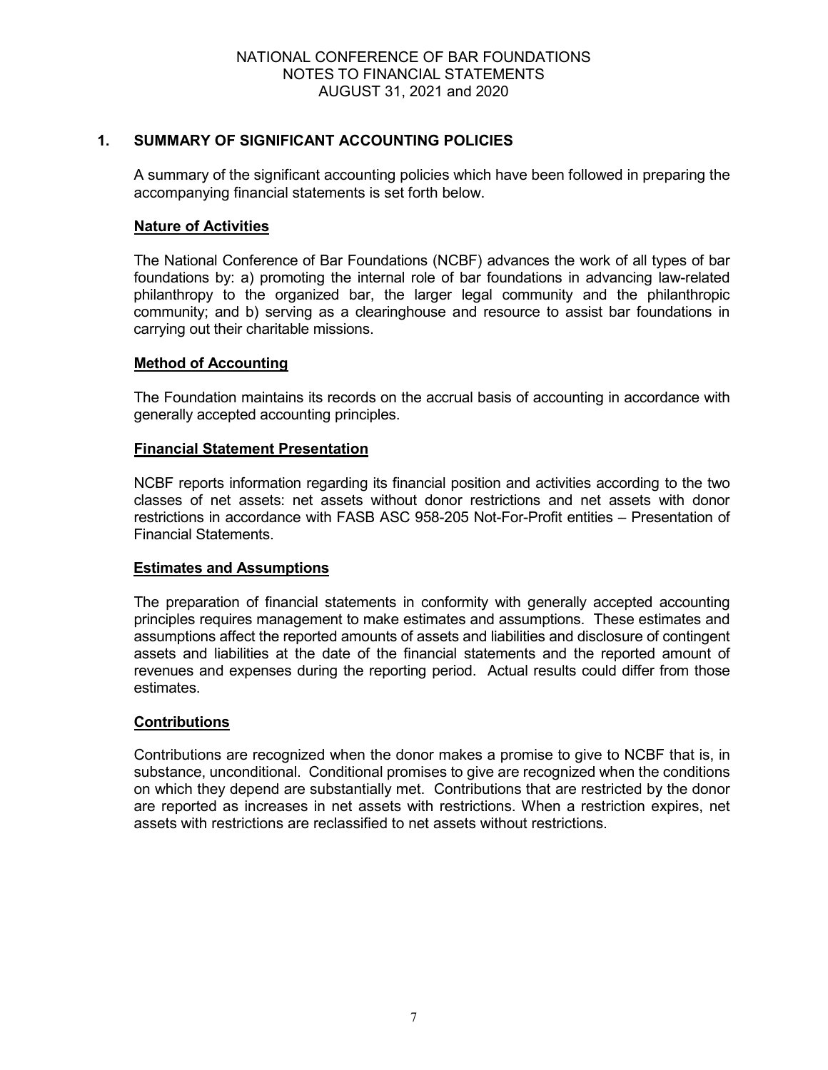NATIONAL CONFERENCE OF BAR FOUNDATIONS
NOTES TO FINANCIAL STATEMENTS
AUGUST 31, 2021 and 2020

## 1. SUMMARY OF SIGNIFICANT ACCOUNTING POLICIES

A summary of the significant accounting policies which have been followed in preparing the accompanying financial statements is set forth below.

### Nature of Activities

The National Conference of Bar Foundations (NCBF) advances the work of all types of bar foundations by: a) promoting the internal role of bar foundations in advancing law-related philanthropy to the organized bar, the larger legal community and the philanthropic community; and b) serving as a clearinghouse and resource to assist bar foundations in carrying out their charitable missions.

### Method of Accounting

The Foundation maintains its records on the accrual basis of accounting in accordance with generally accepted accounting principles.

### Financial Statement Presentation

NCBF reports information regarding its financial position and activities according to the two classes of net assets: net assets without donor restrictions and net assets with donor restrictions in accordance with FASB ASC 958-205 Not-For-Profit entities – Presentation of Financial Statements.

### Estimates and Assumptions

The preparation of financial statements in conformity with generally accepted accounting principles requires management to make estimates and assumptions. These estimates and assumptions affect the reported amounts of assets and liabilities and disclosure of contingent assets and liabilities at the date of the financial statements and the reported amount of revenues and expenses during the reporting period. Actual results could differ from those estimates.

### Contributions

Contributions are recognized when the donor makes a promise to give to NCBF that is, in substance, unconditional. Conditional promises to give are recognized when the conditions on which they depend are substantially met. Contributions that are restricted by the donor are reported as increases in net assets with restrictions. When a restriction expires, net assets with restrictions are reclassified to net assets without restrictions.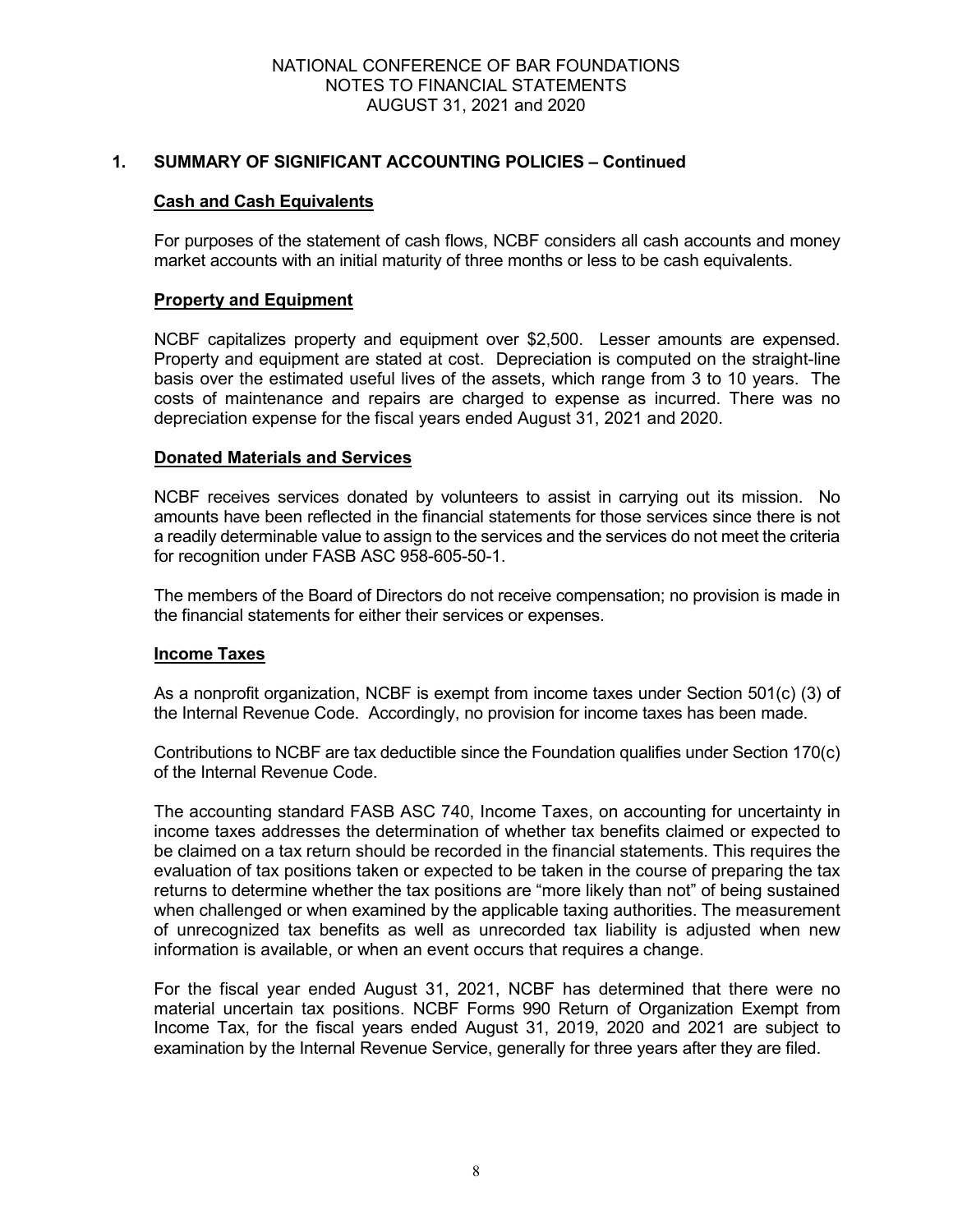## 1. SUMMARY OF SIGNIFICANT ACCOUNTING POLICIES – Continued

### Cash and Cash Equivalents

For purposes of the statement of cash flows, NCBF considers all cash accounts and money market accounts with an initial maturity of three months or less to be cash equivalents.

### Property and Equipment

NCBF capitalizes property and equipment over $2,500. Lesser amounts are expensed. Property and equipment are stated at cost. Depreciation is computed on the straight-line basis over the estimated useful lives of the assets, which range from 3 to 10 years. The costs of maintenance and repairs are charged to expense as incurred. There was no depreciation expense for the fiscal years ended August 31, 2021 and 2020.

### Donated Materials and Services

NCBF receives services donated by volunteers to assist in carrying out its mission. No amounts have been reflected in the financial statements for those services since there is not a readily determinable value to assign to the services and the services do not meet the criteria for recognition under FASB ASC 958-605-50-1.

The members of the Board of Directors do not receive compensation; no provision is made in the financial statements for either their services or expenses.

### Income Taxes

As a nonprofit organization, NCBF is exempt from income taxes under Section 501(c) (3) of the Internal Revenue Code. Accordingly, no provision for income taxes has been made.

Contributions to NCBF are tax deductible since the Foundation qualifies under Section 170(c) of the Internal Revenue Code.

The accounting standard FASB ASC 740, Income Taxes, on accounting for uncertainty in income taxes addresses the determination of whether tax benefits claimed or expected to be claimed on a tax return should be recorded in the financial statements. This requires the evaluation of tax positions taken or expected to be taken in the course of preparing the tax returns to determine whether the tax positions are "more likely than not" of being sustained when challenged or when examined by the applicable taxing authorities. The measurement of unrecognized tax benefits as well as unrecorded tax liability is adjusted when new information is available, or when an event occurs that requires a change.

For the fiscal year ended August 31, 2021, NCBF has determined that there were no material uncertain tax positions. NCBF Forms 990 Return of Organization Exempt from Income Tax, for the fiscal years ended August 31, 2019, 2020 and 2021 are subject to examination by the Internal Revenue Service, generally for three years after they are filed.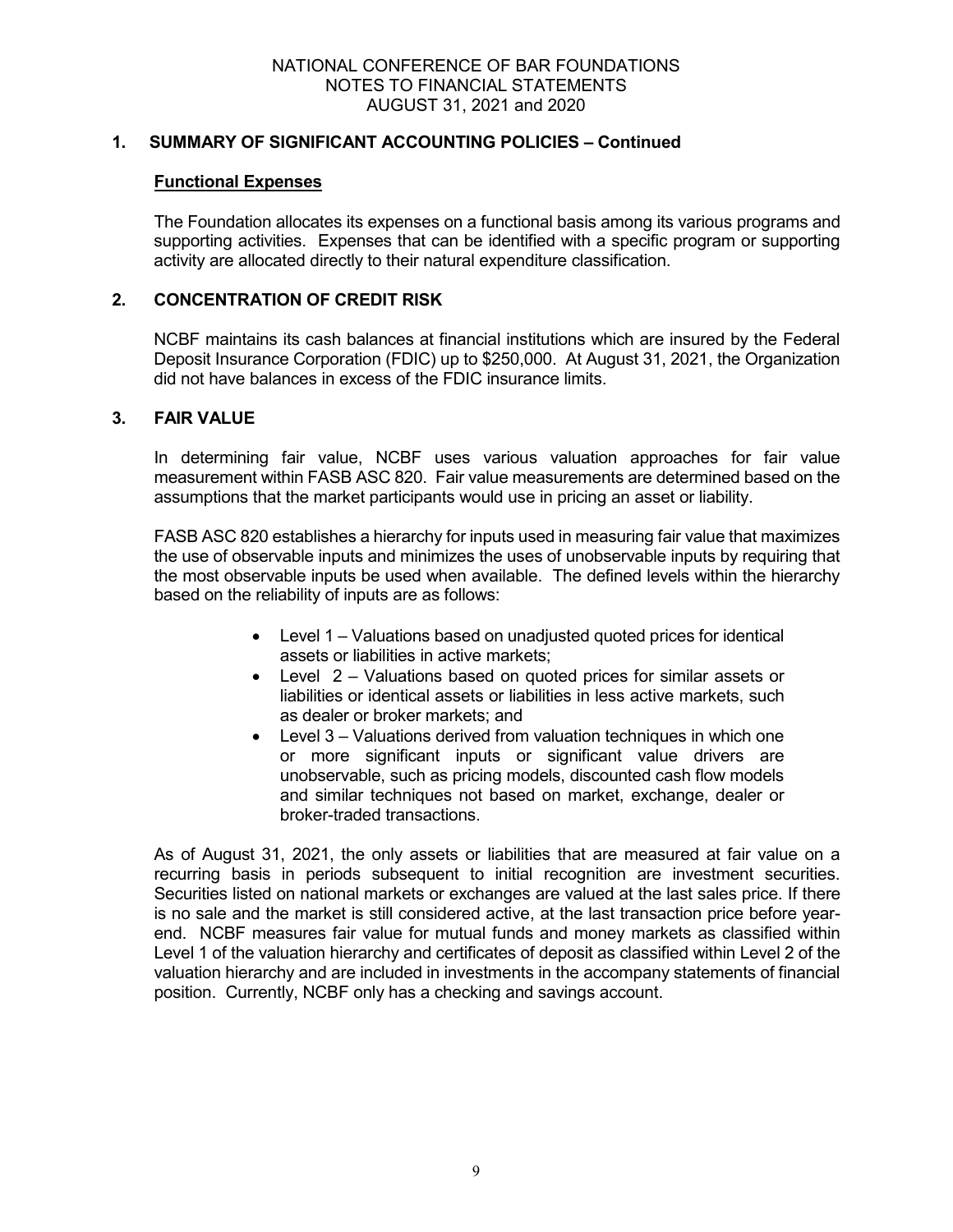NATIONAL CONFERENCE OF BAR FOUNDATIONS
NOTES TO FINANCIAL STATEMENTS
AUGUST 31, 2021 and 2020

## 1. SUMMARY OF SIGNIFICANT ACCOUNTING POLICIES – Continued

### Functional Expenses

The Foundation allocates its expenses on a functional basis among its various programs and supporting activities. Expenses that can be identified with a specific program or supporting activity are allocated directly to their natural expenditure classification.

## 2. CONCENTRATION OF CREDIT RISK

NCBF maintains its cash balances at financial institutions which are insured by the Federal Deposit Insurance Corporation (FDIC) up to $250,000. At August 31, 2021, the Organization did not have balances in excess of the FDIC insurance limits.

## 3. FAIR VALUE

In determining fair value, NCBF uses various valuation approaches for fair value measurement within FASB ASC 820. Fair value measurements are determined based on the assumptions that the market participants would use in pricing an asset or liability.

FASB ASC 820 establishes a hierarchy for inputs used in measuring fair value that maximizes the use of observable inputs and minimizes the uses of unobservable inputs by requiring that the most observable inputs be used when available. The defined levels within the hierarchy based on the reliability of inputs are as follows:

- Level 1 – Valuations based on unadjusted quoted prices for identical assets or liabilities in active markets;
- Level 2 – Valuations based on quoted prices for similar assets or liabilities or identical assets or liabilities in less active markets, such as dealer or broker markets; and
- Level 3 – Valuations derived from valuation techniques in which one or more significant inputs or significant value drivers are unobservable, such as pricing models, discounted cash flow models and similar techniques not based on market, exchange, dealer or broker-traded transactions.

As of August 31, 2021, the only assets or liabilities that are measured at fair value on a recurring basis in periods subsequent to initial recognition are investment securities. Securities listed on national markets or exchanges are valued at the last sales price. If there is no sale and the market is still considered active, at the last transaction price before year-end. NCBF measures fair value for mutual funds and money markets as classified within Level 1 of the valuation hierarchy and certificates of deposit as classified within Level 2 of the valuation hierarchy and are included in investments in the accompany statements of financial position. Currently, NCBF only has a checking and savings account.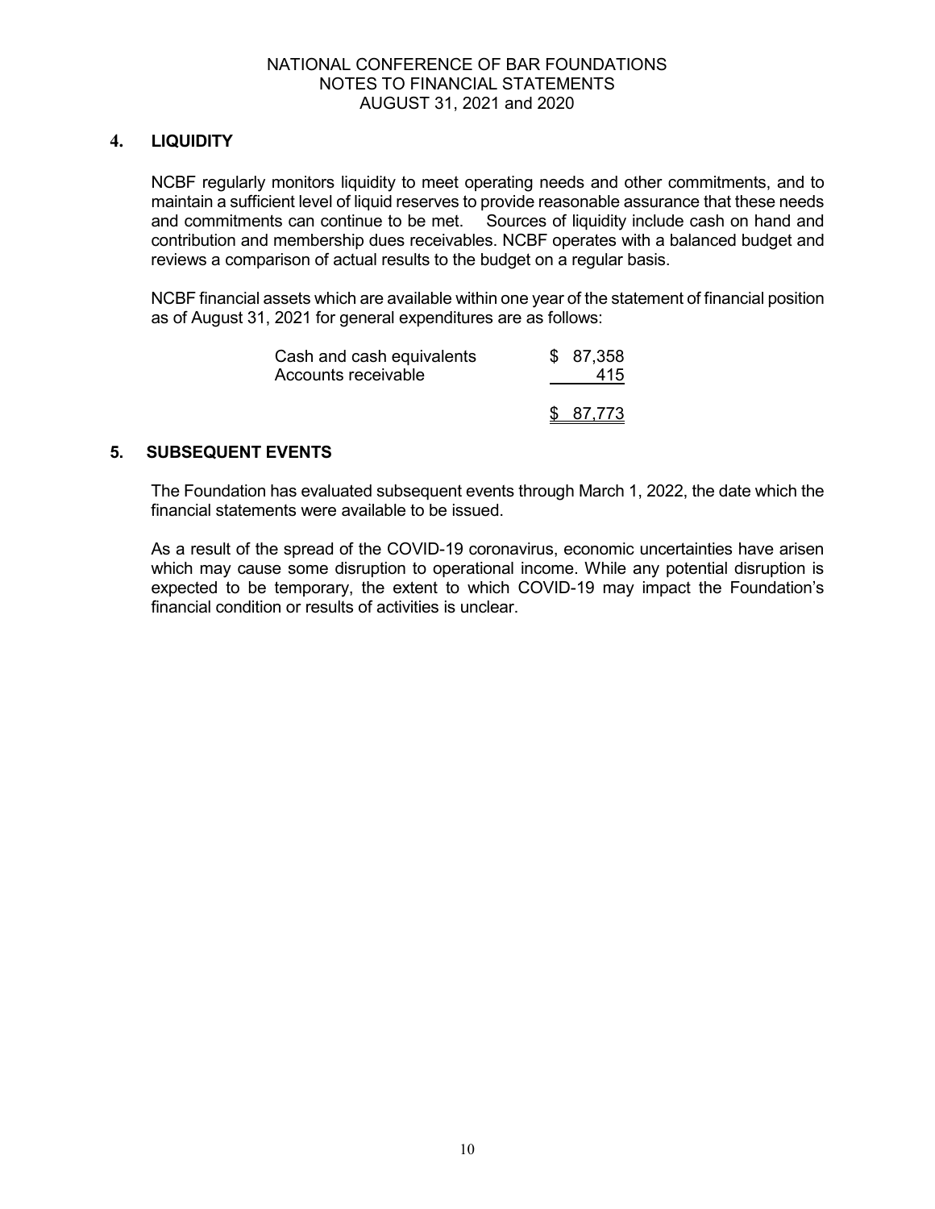## 4. LIQUIDITY

NCBF regularly monitors liquidity to meet operating needs and other commitments, and to maintain a sufficient level of liquid reserves to provide reasonable assurance that these needs and commitments can continue to be met. Sources of liquidity include cash on hand and contribution and membership dues receivables. NCBF operates with a balanced budget and reviews a comparison of actual results to the budget on a regular basis.

NCBF financial assets which are available within one year of the statement of financial position as of August 31, 2021 for general expenditures are as follows:

| | |
|---|---|
| Cash and cash equivalents | $ 87,358 |
| Accounts receivable | 415 |
| | $ 87,773 |

## 5. SUBSEQUENT EVENTS

The Foundation has evaluated subsequent events through March 1, 2022, the date which the financial statements were available to be issued.

As a result of the spread of the COVID-19 coronavirus, economic uncertainties have arisen which may cause some disruption to operational income. While any potential disruption is expected to be temporary, the extent to which COVID-19 may impact the Foundation's financial condition or results of activities is unclear.